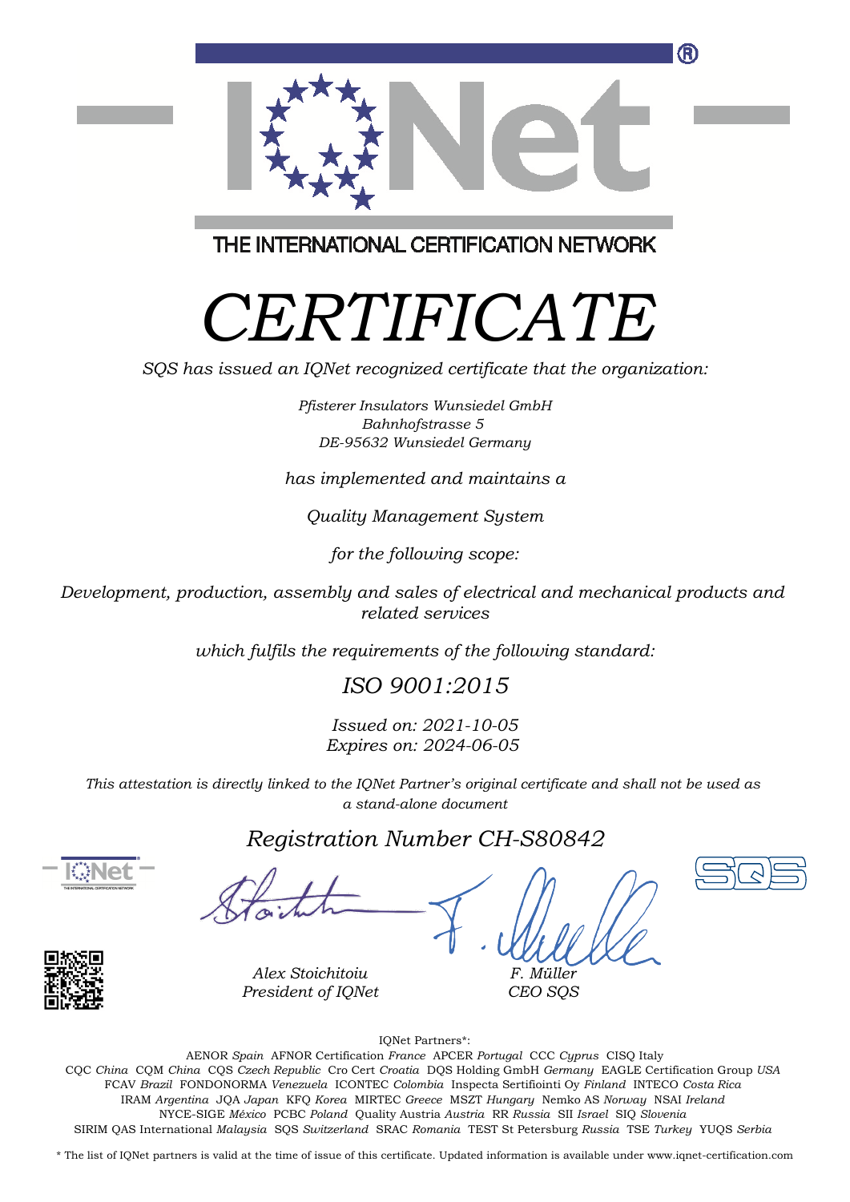THE INTERNATIONAL CERTIFICATION NETWORK

# *CERTIFICATE*

*SQS has issued an IQNet recognized certificate that the organization:*

*Pfisterer Insulators Wunsiedel GmbH*
*Bahnhofstrasse 5*
*DE-95632 Wunsiedel Germany*

*has implemented and maintains a*

*Quality Management System*

*for the following scope:*

*Development, production, assembly and sales of electrical and mechanical products and related services*

*which fulfils the requirements of the following standard:*

## *ISO 9001:2015*

*Issued on: 2021-10-05*
*Expires on: 2024-06-05*

*This attestation is directly linked to the IQNet Partner's original certificate and shall not be used as a stand-alone document*

## *Registration Number CH-S80842*

*Alex Stoichitoiu*
*President of IQNet*

*F. Müller*
*CEO SQS*

IQNet Partners*:

AENOR *Spain* AFNOR Certification *France* APCER *Portugal* CCC *Cyprus* CISQ Italy
CQC *China* CQM *China* CQS *Czech Republic* Cro Cert *Croatia* DQS Holding GmbH *Germany* EAGLE Certification Group *USA*
FCAV *Brazil* FONDONORMA *Venezuela* ICONTEC *Colombia* Inspecta Sertifiointi Oy *Finland* INTECO *Costa Rica*
IRAM *Argentina* JQA *Japan* KFQ *Korea* MIRTEC *Greece* MSZT *Hungary* Nemko AS *Norway* NSAI *Ireland*
NYCE-SIGE *México* PCBC *Poland* Quality Austria *Austria* RR *Russia* SII *Israel* SIQ *Slovenia*
SIRIM QAS International *Malaysia* SQS *Switzerland* SRAC *Romania* TEST St Petersburg *Russia* TSE *Turkey* YUQS *Serbia*

\* The list of IQNet partners is valid at the time of issue of this certificate. Updated information is available under www.iqnet-certification.com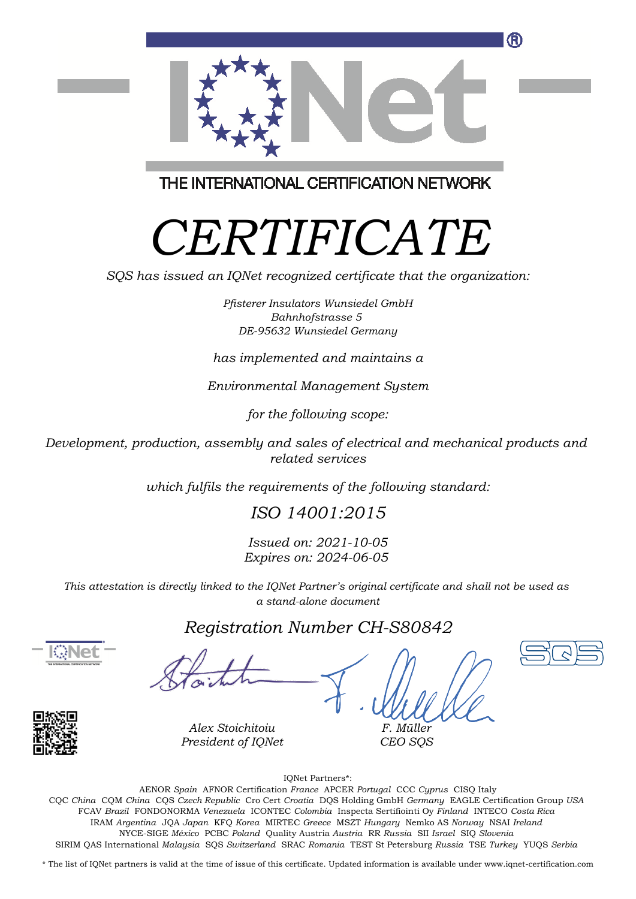THE INTERNATIONAL CERTIFICATION NETWORK

# *CERTIFICATE*

*SQS has issued an IQNet recognized certificate that the organization:*

*Pfisterer Insulators Wunsiedel GmbH*
*Bahnhofstrasse 5*
*DE-95632 Wunsiedel Germany*

*has implemented and maintains a*

*Environmental Management System*

*for the following scope:*

*Development, production, assembly and sales of electrical and mechanical products and related services*

*which fulfils the requirements of the following standard:*

*ISO 14001:2015*

*Issued on: 2021-10-05*
*Expires on: 2024-06-05*

*This attestation is directly linked to the IQNet Partner's original certificate and shall not be used as a stand-alone document*

*Registration Number CH-S80842*

*Alex Stoichitoiu*
*President of IQNet*

*F. Müller*
*CEO SQS*

IQNet Partners*:

AENOR *Spain* AFNOR Certification *France* APCER *Portugal* CCC *Cyprus* CISQ Italy
CQC *China* CQM *China* CQS *Czech Republic* Cro Cert *Croatia* DQS Holding GmbH *Germany* EAGLE Certification Group *USA*
FCAV *Brazil* FONDONORMA *Venezuela* ICONTEC *Colombia* Inspecta Sertifiointi Oy *Finland* INTECO *Costa Rica*
IRAM *Argentina* JQA *Japan* KFQ *Korea* MIRTEC *Greece* MSZT *Hungary* Nemko AS *Norway* NSAI *Ireland*
NYCE-SIGE *México* PCBC *Poland* Quality Austria *Austria* RR *Russia* SII *Israel* SIQ *Slovenia*
SIRIM QAS International *Malaysia* SQS *Switzerland* SRAC *Romania* TEST St Petersburg *Russia* TSE *Turkey* YUQS *Serbia*

* The list of IQNet partners is valid at the time of issue of this certificate. Updated information is available under www.iqnet-certification.com